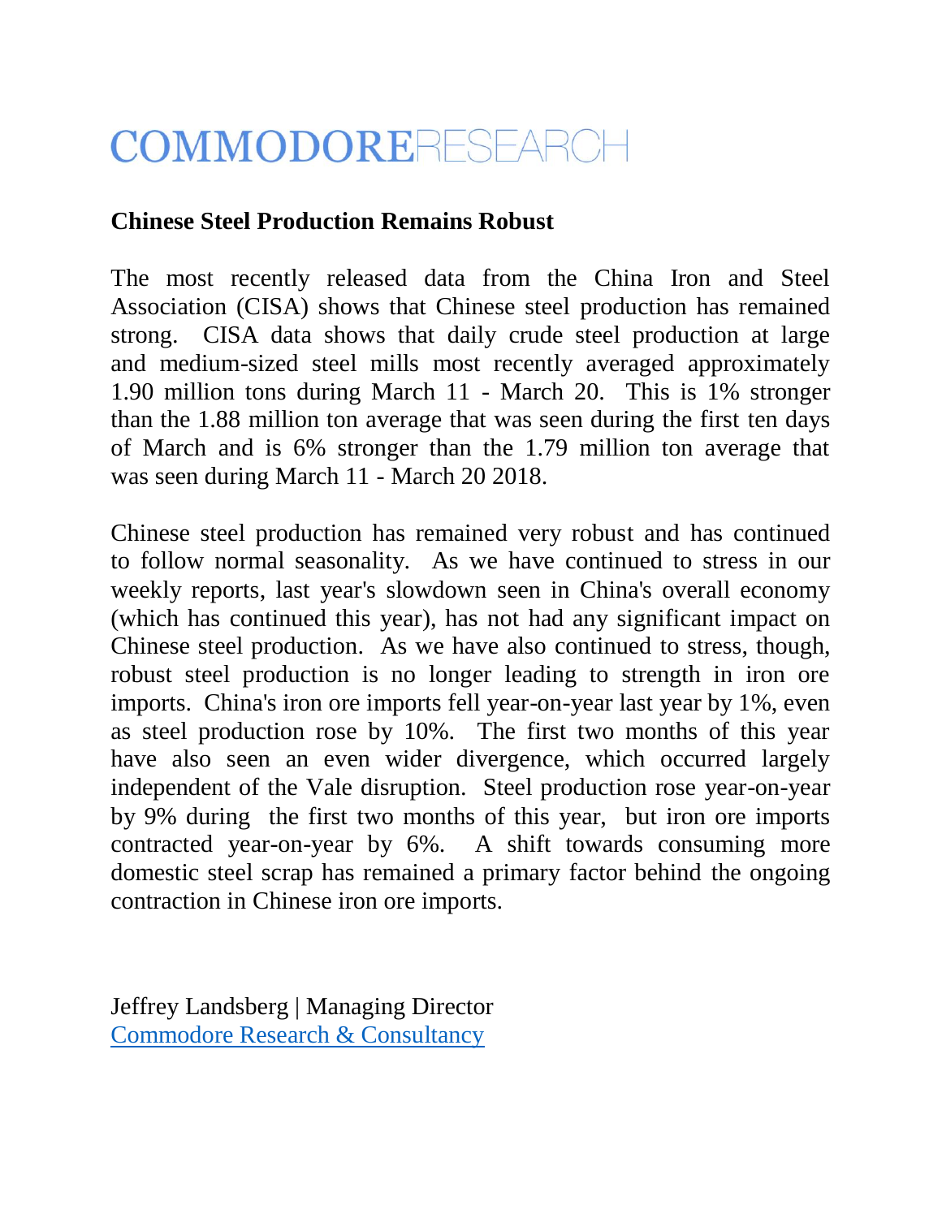# COMMODORERESEARCH

**Chinese Steel Production Remains Robust**

The most recently released data from the China Iron and Steel Association (CISA) shows that Chinese steel production has remained strong. CISA data shows that daily crude steel production at large and medium-sized steel mills most recently averaged approximately 1.90 million tons during March 11 - March 20. This is 1% stronger than the 1.88 million ton average that was seen during the first ten days of March and is 6% stronger than the 1.79 million ton average that was seen during March 11 - March 20 2018.

Chinese steel production has remained very robust and has continued to follow normal seasonality. As we have continued to stress in our weekly reports, last year's slowdown seen in China's overall economy (which has continued this year), has not had any significant impact on Chinese steel production. As we have also continued to stress, though, robust steel production is no longer leading to strength in iron ore imports. China's iron ore imports fell year-on-year last year by 1%, even as steel production rose by 10%. The first two months of this year have also seen an even wider divergence, which occurred largely independent of the Vale disruption. Steel production rose year-on-year by 9% during the first two months of this year, but iron ore imports contracted year-on-year by 6%. A shift towards consuming more domestic steel scrap has remained a primary factor behind the ongoing contraction in Chinese iron ore imports.

Jeffrey Landsberg | Managing Director
Commodore Research & Consultancy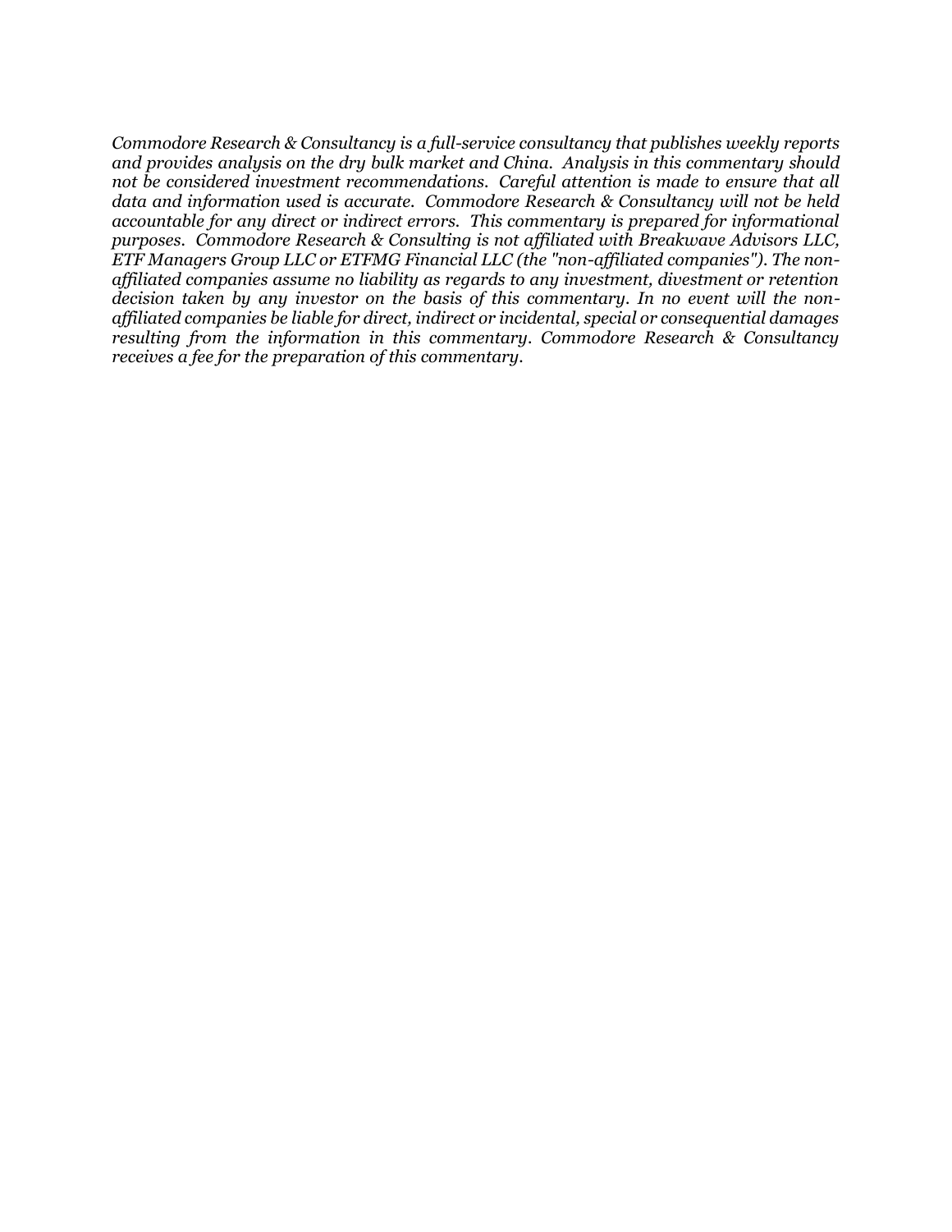*Commodore Research & Consultancy is a full-service consultancy that publishes weekly reports and provides analysis on the dry bulk market and China. Analysis in this commentary should not be considered investment recommendations. Careful attention is made to ensure that all data and information used is accurate. Commodore Research & Consultancy will not be held accountable for any direct or indirect errors. This commentary is prepared for informational purposes. Commodore Research & Consulting is not affiliated with Breakwave Advisors LLC, ETF Managers Group LLC or ETFMG Financial LLC (the "non-affiliated companies"). The non-affiliated companies assume no liability as regards to any investment, divestment or retention decision taken by any investor on the basis of this commentary. In no event will the non-affiliated companies be liable for direct, indirect or incidental, special or consequential damages resulting from the information in this commentary. Commodore Research & Consultancy receives a fee for the preparation of this commentary.*